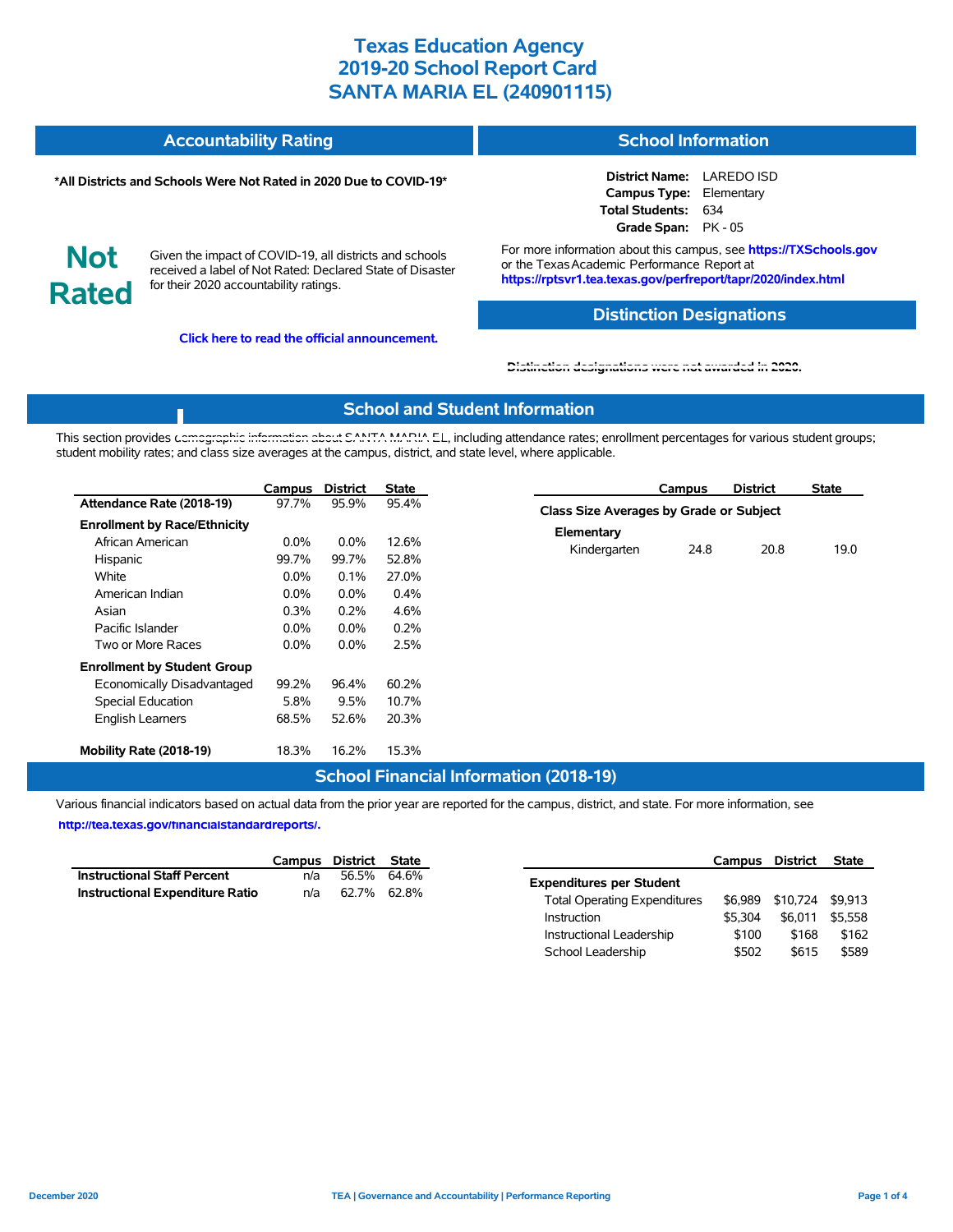# Texas Education Agency
# 2019-20 School Report Card
# SANTA MARIA EL (240901115)

## Accountability Rating

**\*All Districts and Schools Were Not Rated in 2020 Due to COVID-19\***

**Not Rated**

Given the impact of COVID-19, all districts and schools received a label of Not Rated: Declared State of Disaster for their 2020 accountability ratings.

**Click here to read the official announcement.**

## School Information

**District Name:** LAREDO ISD
**Campus Type:** Elementary
**Total Students:** 634
**Grade Span:** PK - 05

For more information about this campus, see **https://TXSchools.gov** or the Texas Academic Performance Report at **https://rptsvr1.tea.texas.gov/perfreport/tapr/2020/index.html**

## Distinction Designations

Distinction designations were not awarded in 2020.

## School and Student Information

This section provides demographic information about SANTA MARIA EL, including attendance rates; enrollment percentages for various student groups; student mobility rates; and class size averages at the campus, district, and state level, where applicable.

| | Campus | District | State |
|---|---|---|---|
| **Attendance Rate (2018-19)** | 97.7% | 95.9% | 95.4% |
| **Enrollment by Race/Ethnicity** | | | |
| African American | 0.0% | 0.0% | 12.6% |
| Hispanic | 99.7% | 99.7% | 52.8% |
| White | 0.0% | 0.1% | 27.0% |
| American Indian | 0.0% | 0.0% | 0.4% |
| Asian | 0.3% | 0.2% | 4.6% |
| Pacific Islander | 0.0% | 0.0% | 0.2% |
| Two or More Races | 0.0% | 0.0% | 2.5% |
| **Enrollment by Student Group** | | | |
| Economically Disadvantaged | 99.2% | 96.4% | 60.2% |
| Special Education | 5.8% | 9.5% | 10.7% |
| English Learners | 68.5% | 52.6% | 20.3% |
| **Mobility Rate (2018-19)** | 18.3% | 16.2% | 15.3% |

| | Campus | District | State |
|---|---|---|---|
| **Class Size Averages by Grade or Subject** | | | |
| **Elementary** | | | |
| Kindergarten | 24.8 | 20.8 | 19.0 |

## School Financial Information (2018-19)

Various financial indicators based on actual data from the prior year are reported for the campus, district, and state. For more information, see **http://tea.texas.gov/financialstandardreports/.**

| | Campus | District | State |
|---|---|---|---|
| **Instructional Staff Percent** | n/a | 56.5% | 64.6% |
| **Instructional Expenditure Ratio** | n/a | 62.7% | 62.8% |

| | Campus | District | State |
|---|---|---|---|
| **Expenditures per Student** | | | |
| Total Operating Expenditures | $6,989 | $10,724 | $9,913 |
| Instruction | $5,304 | $6,011 | $5,558 |
| Instructional Leadership | $100 | $168 | $162 |
| School Leadership | $502 | $615 | $589 |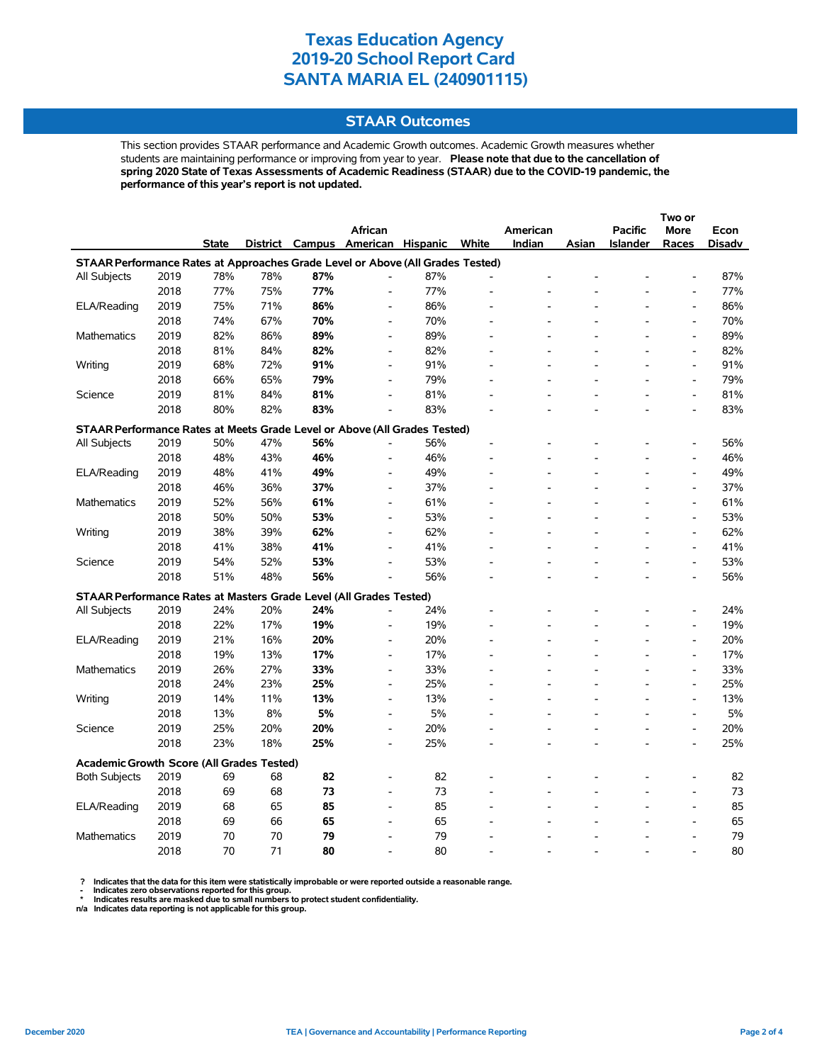# Texas Education Agency
# 2019-20 School Report Card
# SANTA MARIA EL (240901115)

## STAAR Outcomes

This section provides STAAR performance and Academic Growth outcomes. Academic Growth measures whether students are maintaining performance or improving from year to year. **Please note that due to the cancellation of spring 2020 State of Texas Assessments of Academic Readiness (STAAR) due to the COVID-19 pandemic, the performance of this year's report is not updated.**

| | | State | District | Campus | African American | Hispanic | White | American Indian | Asian | Pacific Islander | Two or More Races | Econ Disadv |
|---|---|---|---|---|---|---|---|---|---|---|---|---|
| **STAAR Performance Rates at Approaches Grade Level or Above (All Grades Tested)** | | | | | | | | | | | | |
| All Subjects | 2019 | 78% | 78% | **87%** | - | 87% | - | - | - | - | - | 87% |
| | 2018 | 77% | 75% | **77%** | - | 77% | - | - | - | - | - | 77% |
| ELA/Reading | 2019 | 75% | 71% | **86%** | - | 86% | - | - | - | - | - | 86% |
| | 2018 | 74% | 67% | **70%** | - | 70% | - | - | - | - | - | 70% |
| Mathematics | 2019 | 82% | 86% | **89%** | - | 89% | - | - | - | - | - | 89% |
| | 2018 | 81% | 84% | **82%** | - | 82% | - | - | - | - | - | 82% |
| Writing | 2019 | 68% | 72% | **91%** | - | 91% | - | - | - | - | - | 91% |
| | 2018 | 66% | 65% | **79%** | - | 79% | - | - | - | - | - | 79% |
| Science | 2019 | 81% | 84% | **81%** | - | 81% | - | - | - | - | - | 81% |
| | 2018 | 80% | 82% | **83%** | - | 83% | - | - | - | - | - | 83% |
| **STAAR Performance Rates at Meets Grade Level or Above (All Grades Tested)** | | | | | | | | | | | | |
| All Subjects | 2019 | 50% | 47% | **56%** | - | 56% | - | - | - | - | - | 56% |
| | 2018 | 48% | 43% | **46%** | - | 46% | - | - | - | - | - | 46% |
| ELA/Reading | 2019 | 48% | 41% | **49%** | - | 49% | - | - | - | - | - | 49% |
| | 2018 | 46% | 36% | **37%** | - | 37% | - | - | - | - | - | 37% |
| Mathematics | 2019 | 52% | 56% | **61%** | - | 61% | - | - | - | - | - | 61% |
| | 2018 | 50% | 50% | **53%** | - | 53% | - | - | - | - | - | 53% |
| Writing | 2019 | 38% | 39% | **62%** | - | 62% | - | - | - | - | - | 62% |
| | 2018 | 41% | 38% | **41%** | - | 41% | - | - | - | - | - | 41% |
| Science | 2019 | 54% | 52% | **53%** | - | 53% | - | - | - | - | - | 53% |
| | 2018 | 51% | 48% | **56%** | - | 56% | - | - | - | - | - | 56% |
| **STAAR Performance Rates at Masters Grade Level (All Grades Tested)** | | | | | | | | | | | | |
| All Subjects | 2019 | 24% | 20% | **24%** | - | 24% | - | - | - | - | - | 24% |
| | 2018 | 22% | 17% | **19%** | - | 19% | - | - | - | - | - | 19% |
| ELA/Reading | 2019 | 21% | 16% | **20%** | - | 20% | - | - | - | - | - | 20% |
| | 2018 | 19% | 13% | **17%** | - | 17% | - | - | - | - | - | 17% |
| Mathematics | 2019 | 26% | 27% | **33%** | - | 33% | - | - | - | - | - | 33% |
| | 2018 | 24% | 23% | **25%** | - | 25% | - | - | - | - | - | 25% |
| Writing | 2019 | 14% | 11% | **13%** | - | 13% | - | - | - | - | - | 13% |
| | 2018 | 13% | 8% | **5%** | - | 5% | - | - | - | - | - | 5% |
| Science | 2019 | 25% | 20% | **20%** | - | 20% | - | - | - | - | - | 20% |
| | 2018 | 23% | 18% | **25%** | - | 25% | - | - | - | - | - | 25% |
| **Academic Growth Score (All Grades Tested)** | | | | | | | | | | | | |
| Both Subjects | 2019 | 69 | 68 | **82** | - | 82 | - | - | - | - | - | 82 |
| | 2018 | 69 | 68 | **73** | - | 73 | - | - | - | - | - | 73 |
| ELA/Reading | 2019 | 68 | 65 | **85** | - | 85 | - | - | - | - | - | 85 |
| | 2018 | 69 | 66 | **65** | - | 65 | - | - | - | - | - | 65 |
| Mathematics | 2019 | 70 | 70 | **79** | - | 79 | - | - | - | - | - | 79 |
| | 2018 | 70 | 71 | **80** | - | 80 | - | - | - | - | - | 80 |

**? Indicates that the data for this item were statistically improbable or were reported outside a reasonable range.**
**- Indicates zero observations reported for this group.**
**\* Indicates results are masked due to small numbers to protect student confidentiality.**
**n/a Indicates data reporting is not applicable for this group.**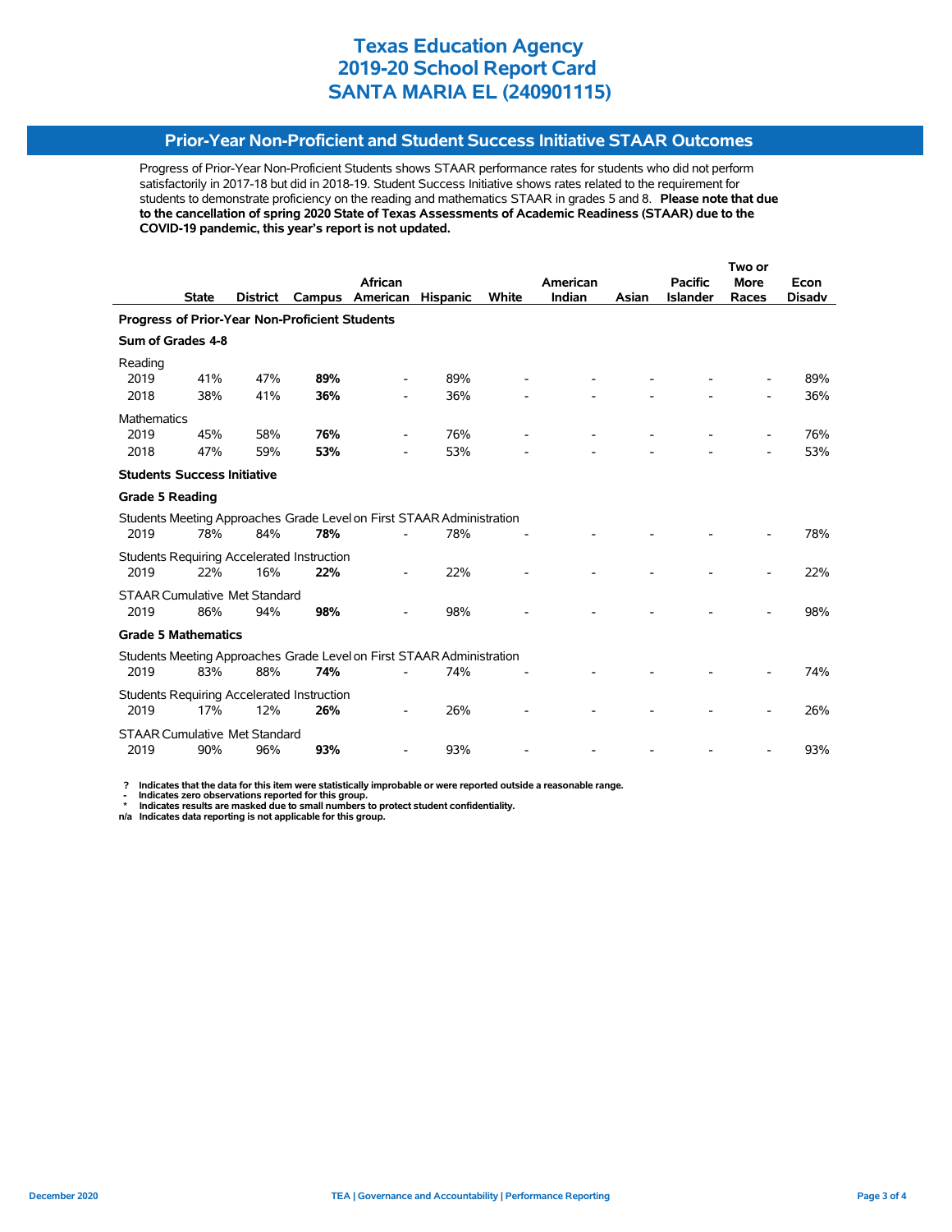# Texas Education Agency
# 2019-20 School Report Card
# SANTA MARIA EL (240901115)

## Prior-Year Non-Proficient and Student Success Initiative STAAR Outcomes

Progress of Prior-Year Non-Proficient Students shows STAAR performance rates for students who did not perform satisfactorily in 2017-18 but did in 2018-19. Student Success Initiative shows rates related to the requirement for students to demonstrate proficiency on the reading and mathematics STAAR in grades 5 and 8. **Please note that due to the cancellation of spring 2020 State of Texas Assessments of Academic Readiness (STAAR) due to the COVID-19 pandemic, this year's report is not updated.**

| | State | District | Campus | African American | Hispanic | White | American Indian | Asian | Pacific Islander | Two or More Races | Econ Disadv |
|---|---|---|---|---|---|---|---|---|---|---|---|
| **Progress of Prior-Year Non-Proficient Students** | | | | | | | | | | | |
| **Sum of Grades 4-8** | | | | | | | | | | | |
| Reading | | | | | | | | | | | |
| 2019 | 41% | 47% | **89%** | - | 89% | - | - | - | - | - | 89% |
| 2018 | 38% | 41% | **36%** | - | 36% | - | - | - | - | - | 36% |
| Mathematics | | | | | | | | | | | |
| 2019 | 45% | 58% | **76%** | - | 76% | - | - | - | - | - | 76% |
| 2018 | 47% | 59% | **53%** | - | 53% | - | - | - | - | - | 53% |
| **Students Success Initiative** | | | | | | | | | | | |
| **Grade 5 Reading** | | | | | | | | | | | |
| Students Meeting Approaches Grade Level on First STAAR Administration | | | | | | | | | | | |
| 2019 | 78% | 84% | **78%** | - | 78% | - | - | - | - | - | 78% |
| Students Requiring Accelerated Instruction | | | | | | | | | | | |
| 2019 | 22% | 16% | **22%** | - | 22% | - | - | - | - | - | 22% |
| STAAR Cumulative Met Standard | | | | | | | | | | | |
| 2019 | 86% | 94% | **98%** | - | 98% | - | - | - | - | - | 98% |
| **Grade 5 Mathematics** | | | | | | | | | | | |
| Students Meeting Approaches Grade Level on First STAAR Administration | | | | | | | | | | | |
| 2019 | 83% | 88% | **74%** | - | 74% | - | - | - | - | - | 74% |
| Students Requiring Accelerated Instruction | | | | | | | | | | | |
| 2019 | 17% | 12% | **26%** | - | 26% | - | - | - | - | - | 26% |
| STAAR Cumulative Met Standard | | | | | | | | | | | |
| 2019 | 90% | 96% | **93%** | - | 93% | - | - | - | - | - | 93% |

**? Indicates that the data for this item were statistically improbable or were reported outside a reasonable range.**
**- Indicates zero observations reported for this group.**
**\* Indicates results are masked due to small numbers to protect student confidentiality.**
**n/a Indicates data reporting is not applicable for this group.**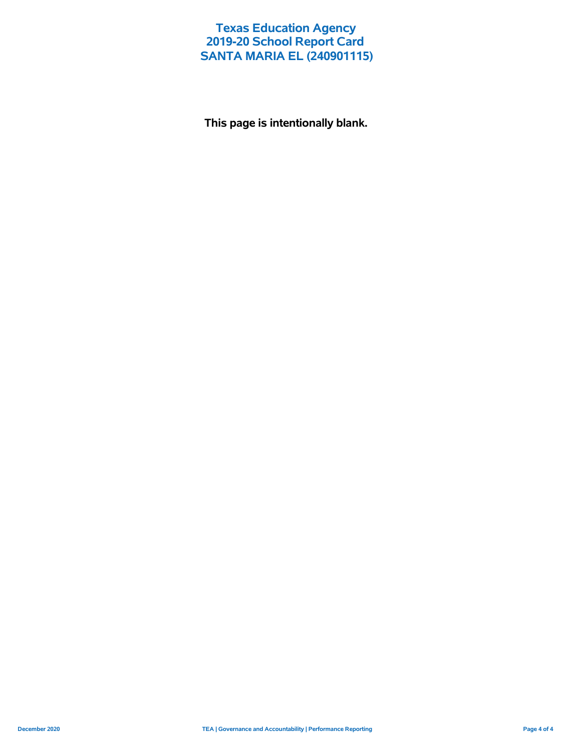# Texas Education Agency
# 2019-20 School Report Card
# SANTA MARIA EL (240901115)

**This page is intentionally blank.**